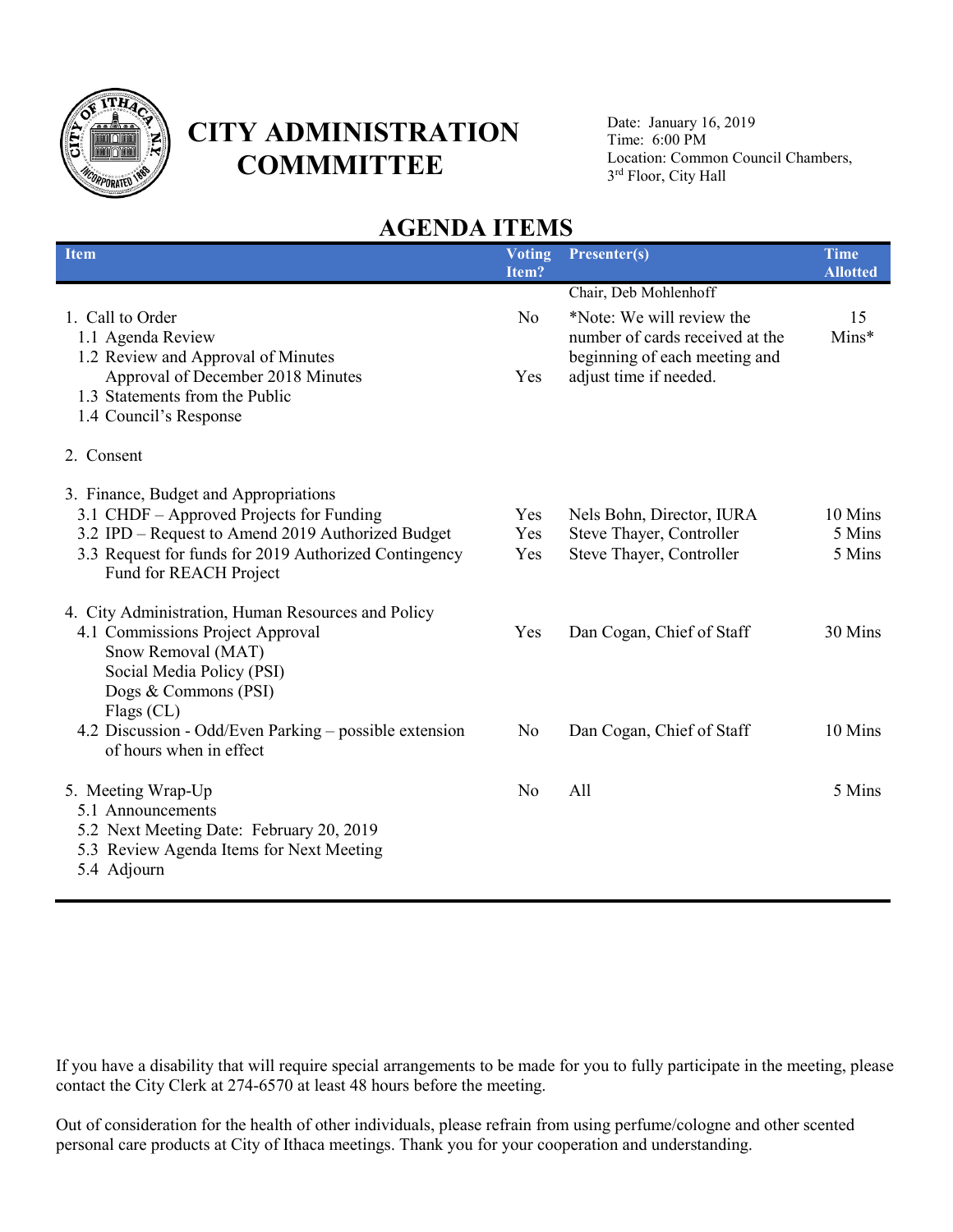# CITY ADMINISTRATION COMMMITTEE

Date: January 16, 2019
Time: 6:00 PM
Location: Common Council Chambers, 3rd Floor, City Hall

## AGENDA ITEMS

| Item | Voting Item? | Presenter(s) | Time Allotted |
|---|---|---|---|
| | | Chair, Deb Mohlenhoff | |
| 1. Call to Order | No | *Note: We will review the number of cards received at the beginning of each meeting and adjust time if needed. | 15 Mins* |
| 1.1 Agenda Review | | | |
| 1.2 Review and Approval of Minutes<br>Approval of December 2018 Minutes | Yes | | |
| 1.3 Statements from the Public | | | |
| 1.4 Council's Response | | | |
| 2. Consent | | | |
| 3. Finance, Budget and Appropriations | | | |
| 3.1 CHDF – Approved Projects for Funding | Yes | Nels Bohn, Director, IURA | 10 Mins |
| 3.2 IPD – Request to Amend 2019 Authorized Budget | Yes | Steve Thayer, Controller | 5 Mins |
| 3.3 Request for funds for 2019 Authorized Contingency Fund for REACH Project | Yes | Steve Thayer, Controller | 5 Mins |
| 4. City Administration, Human Resources and Policy | | | |
| 4.1 Commissions Project Approval<br>Snow Removal (MAT)<br>Social Media Policy (PSI)<br>Dogs & Commons (PSI)<br>Flags (CL) | Yes | Dan Cogan, Chief of Staff | 30 Mins |
| 4.2 Discussion - Odd/Even Parking – possible extension of hours when in effect | No | Dan Cogan, Chief of Staff | 10 Mins |
| 5. Meeting Wrap-Up | No | All | 5 Mins |
| 5.1 Announcements | | | |
| 5.2 Next Meeting Date: February 20, 2019 | | | |
| 5.3 Review Agenda Items for Next Meeting | | | |
| 5.4 Adjourn | | | |

If you have a disability that will require special arrangements to be made for you to fully participate in the meeting, please contact the City Clerk at 274-6570 at least 48 hours before the meeting.

Out of consideration for the health of other individuals, please refrain from using perfume/cologne and other scented personal care products at City of Ithaca meetings. Thank you for your cooperation and understanding.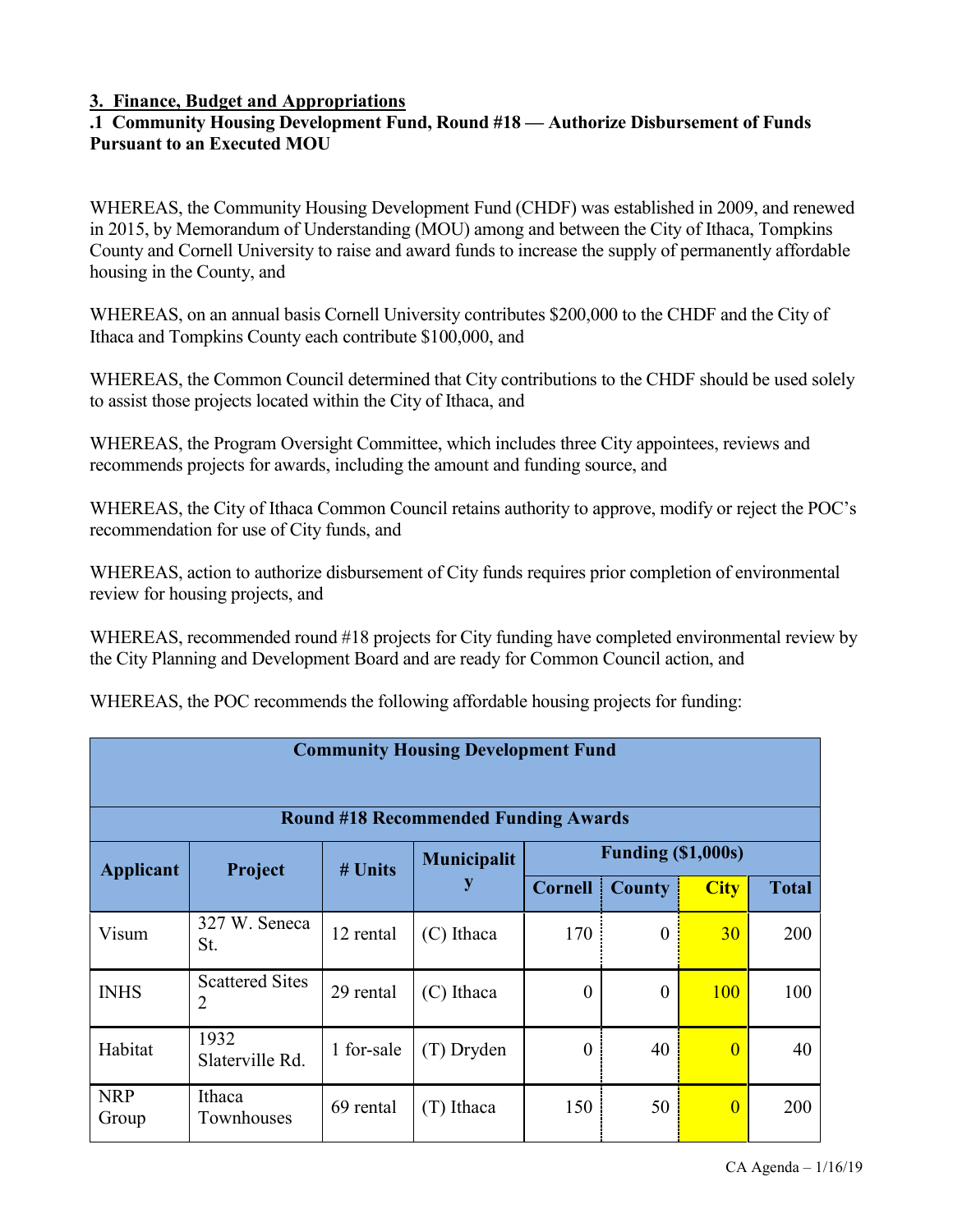## 3. Finance, Budget and Appropriations

**.1 Community Housing Development Fund, Round #18 — Authorize Disbursement of Funds Pursuant to an Executed MOU**

WHEREAS, the Community Housing Development Fund (CHDF) was established in 2009, and renewed in 2015, by Memorandum of Understanding (MOU) among and between the City of Ithaca, Tompkins County and Cornell University to raise and award funds to increase the supply of permanently affordable housing in the County, and

WHEREAS, on an annual basis Cornell University contributes $200,000 to the CHDF and the City of Ithaca and Tompkins County each contribute $100,000, and

WHEREAS, the Common Council determined that City contributions to the CHDF should be used solely to assist those projects located within the City of Ithaca, and

WHEREAS, the Program Oversight Committee, which includes three City appointees, reviews and recommends projects for awards, including the amount and funding source, and

WHEREAS, the City of Ithaca Common Council retains authority to approve, modify or reject the POC's recommendation for use of City funds, and

WHEREAS, action to authorize disbursement of City funds requires prior completion of environmental review for housing projects, and

WHEREAS, recommended round #18 projects for City funding have completed environmental review by the City Planning and Development Board and are ready for Common Council action, and

WHEREAS, the POC recommends the following affordable housing projects for funding:

| Community Housing Development Fund<br>Round #18 Recommended Funding Awards | | | | | | | |
|---|---|---|---|---|---|---|---|
| Applicant | Project | # Units | Municipality | Funding ($1,000s) | | | |
| | | | | Cornell | County | City | Total |
| Visum | 327 W. Seneca St. | 12 rental | (C) Ithaca | 170 | 0 | 30 | 200 |
| INHS | Scattered Sites 2 | 29 rental | (C) Ithaca | 0 | 0 | 100 | 100 |
| Habitat | 1932 Slaterville Rd. | 1 for-sale | (T) Dryden | 0 | 40 | 0 | 40 |
| NRP Group | Ithaca Townhouses | 69 rental | (T) Ithaca | 150 | 50 | 0 | 200 |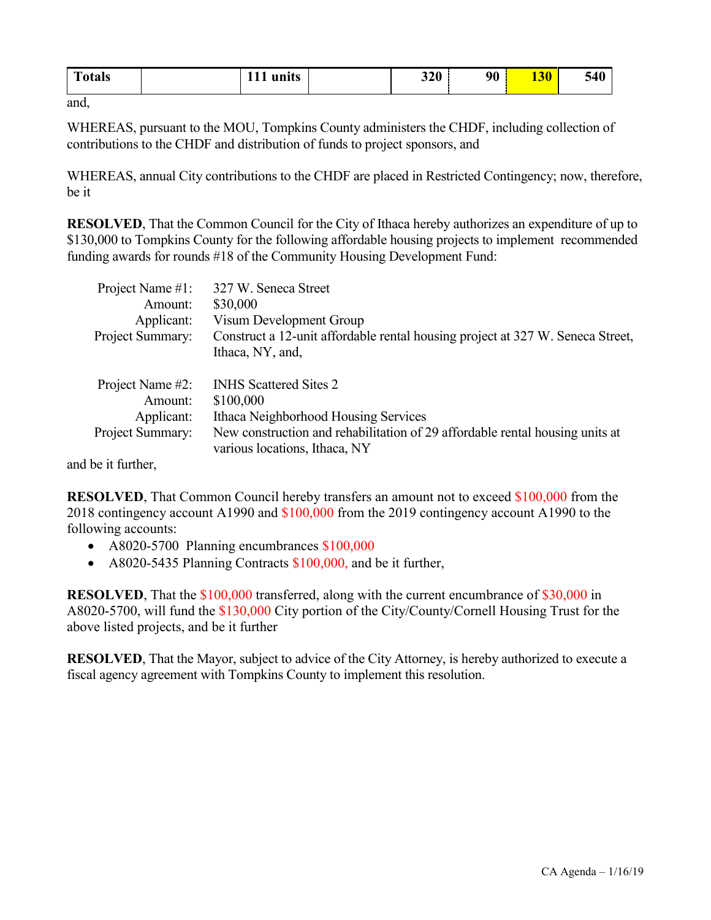| Totals | | 111 units | | 320 | 90 | 130 | 540 |
|---|---|---|---|---|---|---|---|

and,

WHEREAS, pursuant to the MOU, Tompkins County administers the CHDF, including collection of contributions to the CHDF and distribution of funds to project sponsors, and

WHEREAS, annual City contributions to the CHDF are placed in Restricted Contingency; now, therefore, be it

**RESOLVED**, That the Common Council for the City of Ithaca hereby authorizes an expenditure of up to $130,000 to Tompkins County for the following affordable housing projects to implement recommended funding awards for rounds #18 of the Community Housing Development Fund:

| | |
|---|---|
| Project Name #1: | 327 W. Seneca Street |
| Amount: | $30,000 |
| Applicant: | Visum Development Group |
| Project Summary: | Construct a 12-unit affordable rental housing project at 327 W. Seneca Street, Ithaca, NY, and, |
| Project Name #2: | INHS Scattered Sites 2 |
| Amount: | $100,000 |
| Applicant: | Ithaca Neighborhood Housing Services |
| Project Summary: | New construction and rehabilitation of 29 affordable rental housing units at various locations, Ithaca, NY |

and be it further,

**RESOLVED**, That Common Council hereby transfers an amount not to exceed $100,000 from the 2018 contingency account A1990 and $100,000 from the 2019 contingency account A1990 to the following accounts:

- A8020-5700 Planning encumbrances $100,000
- A8020-5435 Planning Contracts $100,000, and be it further,

**RESOLVED**, That the $100,000 transferred, along with the current encumbrance of $30,000 in A8020-5700, will fund the $130,000 City portion of the City/County/Cornell Housing Trust for the above listed projects, and be it further

**RESOLVED**, That the Mayor, subject to advice of the City Attorney, is hereby authorized to execute a fiscal agency agreement with Tompkins County to implement this resolution.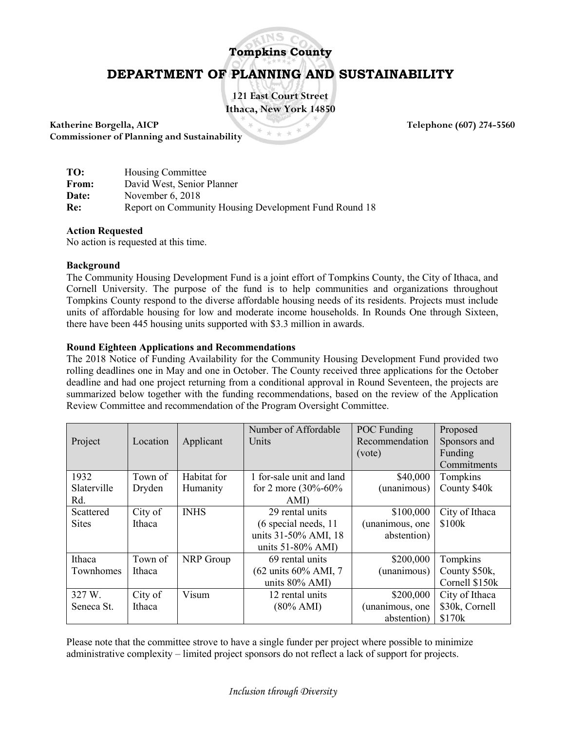# Tompkins County

## DEPARTMENT OF PLANNING AND SUSTAINABILITY

121 East Court Street
Ithaca, New York 14850

**Katherine Borgella, AICP**
**Commissioner of Planning and Sustainability**

**Telephone (607) 274-5560**

**TO:** Housing Committee
**From:** David West, Senior Planner
**Date:** November 6, 2018
**Re:** Report on Community Housing Development Fund Round 18

**Action Requested**
No action is requested at this time.

**Background**
The Community Housing Development Fund is a joint effort of Tompkins County, the City of Ithaca, and Cornell University. The purpose of the fund is to help communities and organizations throughout Tompkins County respond to the diverse affordable housing needs of its residents. Projects must include units of affordable housing for low and moderate income households. In Rounds One through Sixteen, there have been 445 housing units supported with $3.3 million in awards.

**Round Eighteen Applications and Recommendations**
The 2018 Notice of Funding Availability for the Community Housing Development Fund provided two rolling deadlines one in May and one in October. The County received three applications for the October deadline and had one project returning from a conditional approval in Round Seventeen, the projects are summarized below together with the funding recommendations, based on the review of the Application Review Committee and recommendation of the Program Oversight Committee.

| Project | Location | Applicant | Number of Affordable Units | POC Funding Recommendation (vote) | Proposed Sponsors and Funding Commitments |
|---|---|---|---|---|---|
| 1932 Slaterville Rd. | Town of Dryden | Habitat for Humanity | 1 for-sale unit and land for 2 more (30%-60% AMI) | $40,000 (unanimous) | Tompkins County $40k |
| Scattered Sites | City of Ithaca | INHS | 29 rental units (6 special needs, 11 units 31-50% AMI, 18 units 51-80% AMI) | $100,000 (unanimous, one abstention) | City of Ithaca $100k |
| Ithaca Townhomes | Town of Ithaca | NRP Group | 69 rental units (62 units 60% AMI, 7 units 80% AMI) | $200,000 (unanimous) | Tompkins County $50k, Cornell $150k |
| 327 W. Seneca St. | City of Ithaca | Visum | 12 rental units (80% AMI) | $200,000 (unanimous, one abstention) | City of Ithaca $30k, Cornell $170k |

Please note that the committee strove to have a single funder per project where possible to minimize administrative complexity – limited project sponsors do not reflect a lack of support for projects.

*Inclusion through Diversity*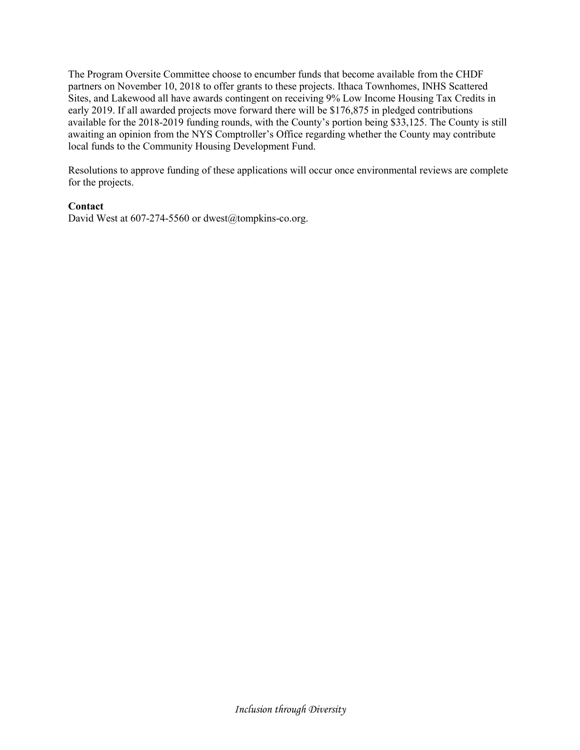The Program Oversite Committee choose to encumber funds that become available from the CHDF partners on November 10, 2018 to offer grants to these projects. Ithaca Townhomes, INHS Scattered Sites, and Lakewood all have awards contingent on receiving 9% Low Income Housing Tax Credits in early 2019. If all awarded projects move forward there will be $176,875 in pledged contributions available for the 2018-2019 funding rounds, with the County's portion being $33,125. The County is still awaiting an opinion from the NYS Comptroller's Office regarding whether the County may contribute local funds to the Community Housing Development Fund.

Resolutions to approve funding of these applications will occur once environmental reviews are complete for the projects.

**Contact**
David West at 607-274-5560 or dwest@tompkins-co.org.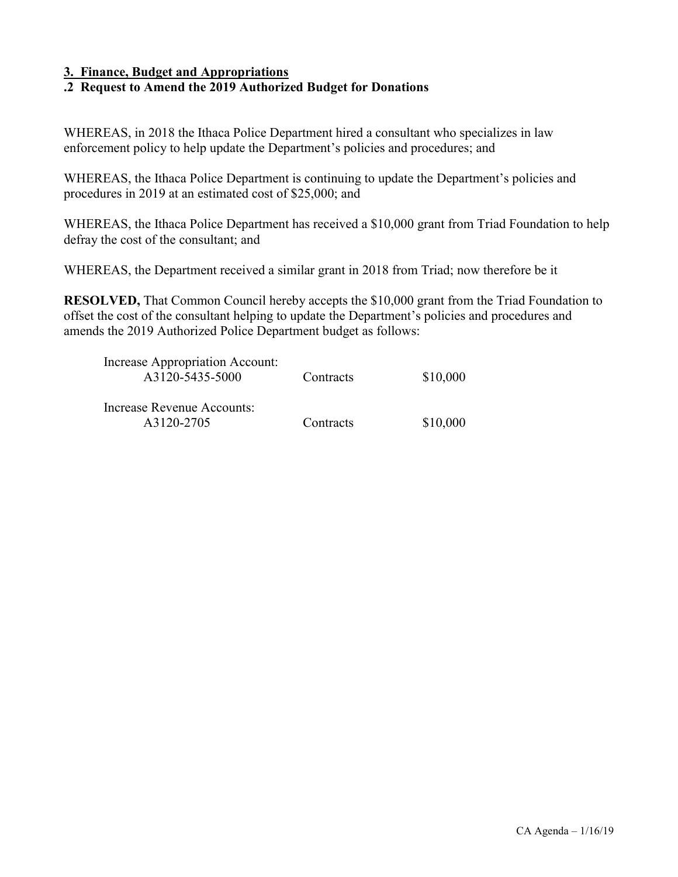## 3. Finance, Budget and Appropriations

### .2 Request to Amend the 2019 Authorized Budget for Donations

WHEREAS, in 2018 the Ithaca Police Department hired a consultant who specializes in law enforcement policy to help update the Department's policies and procedures; and

WHEREAS, the Ithaca Police Department is continuing to update the Department's policies and procedures in 2019 at an estimated cost of $25,000; and

WHEREAS, the Ithaca Police Department has received a $10,000 grant from Triad Foundation to help defray the cost of the consultant; and

WHEREAS, the Department received a similar grant in 2018 from Triad; now therefore be it

**RESOLVED,** That Common Council hereby accepts the $10,000 grant from the Triad Foundation to offset the cost of the consultant helping to update the Department's policies and procedures and amends the 2019 Authorized Police Department budget as follows:

| | | |
|---|---|---|
| Increase Appropriation Account: | | |
| A3120-5435-5000 | Contracts | $10,000 |
| Increase Revenue Accounts: | | |
| A3120-2705 | Contracts | $10,000 |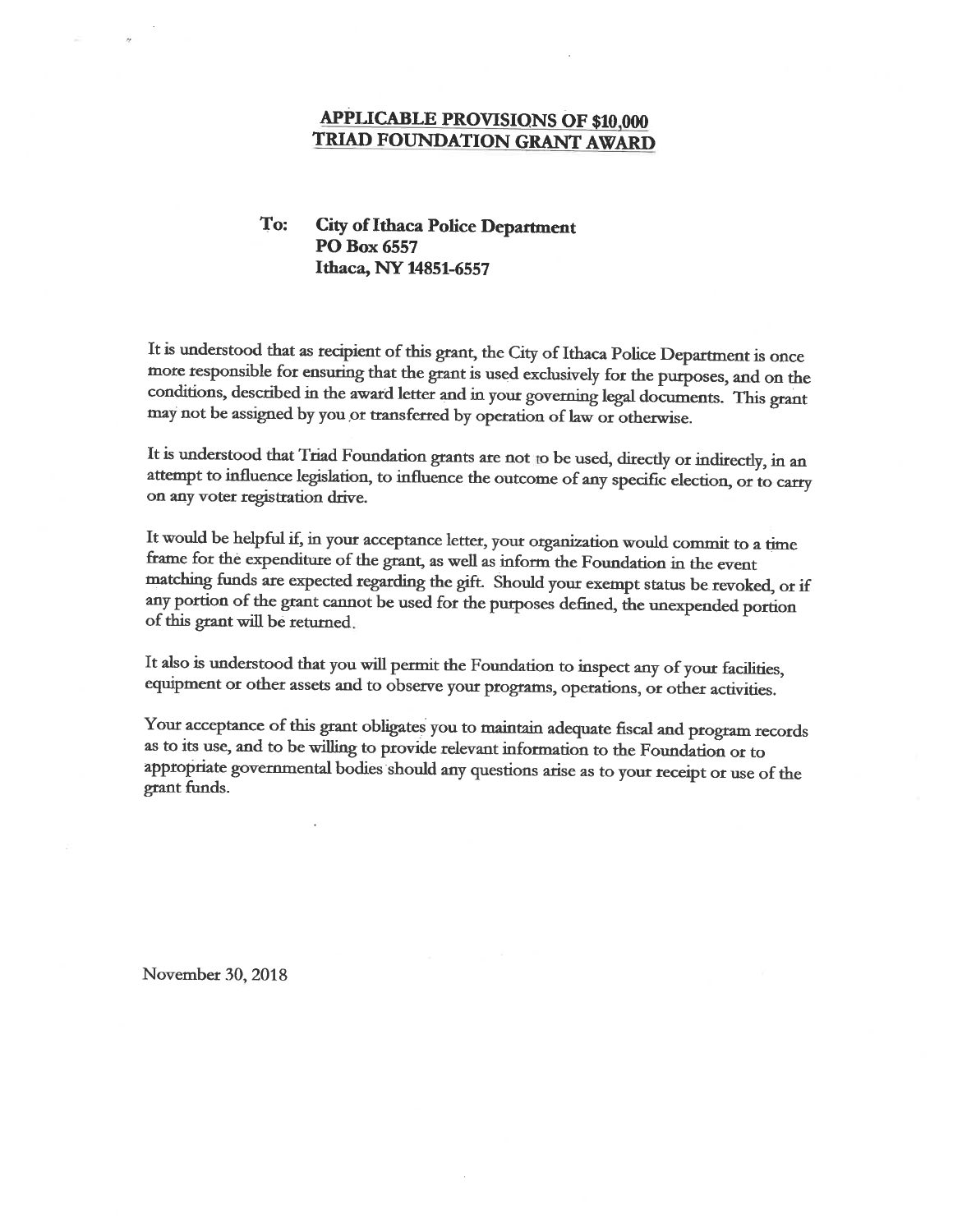# APPLICABLE PROVISIONS OF $10,000 TRIAD FOUNDATION GRANT AWARD

**To: City of Ithaca Police Department**
**PO Box 6557**
**Ithaca, NY 14851-6557**

It is understood that as recipient of this grant, the City of Ithaca Police Department is once more responsible for ensuring that the grant is used exclusively for the purposes, and on the conditions, described in the award letter and in your governing legal documents. This grant may not be assigned by you or transferred by operation of law or otherwise.

It is understood that Triad Foundation grants are not to be used, directly or indirectly, in an attempt to influence legislation, to influence the outcome of any specific election, or to carry on any voter registration drive.

It would be helpful if, in your acceptance letter, your organization would commit to a time frame for the expenditure of the grant, as well as inform the Foundation in the event matching funds are expected regarding the gift. Should your exempt status be revoked, or if any portion of the grant cannot be used for the purposes defined, the unexpended portion of this grant will be returned.

It also is understood that you will permit the Foundation to inspect any of your facilities, equipment or other assets and to observe your programs, operations, or other activities.

Your acceptance of this grant obligates you to maintain adequate fiscal and program records as to its use, and to be willing to provide relevant information to the Foundation or to appropriate governmental bodies should any questions arise as to your receipt or use of the grant funds.

November 30, 2018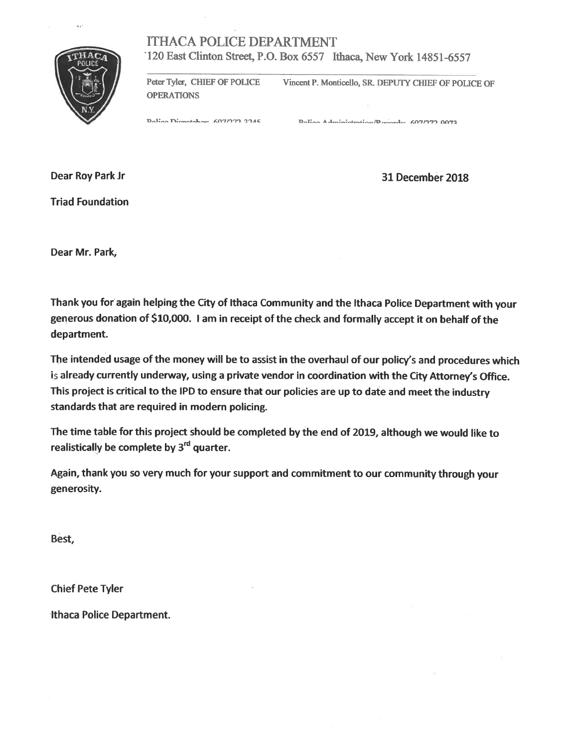# ITHACA POLICE DEPARTMENT

120 East Clinton Street, P.O. Box 6557 Ithaca, New York 14851-6557

Peter Tyler, CHIEF OF POLICE | Vincent P. Monticello, SR. DEPUTY CHIEF OF POLICE OF OPERATIONS

Police Dispatcher: 607/272-3245 | Police Administration/Records: 607/272-9973

**Dear Roy Park Jr**

**Triad Foundation**

**31 December 2018**

**Dear Mr. Park,**

**Thank you for again helping the City of Ithaca Community and the Ithaca Police Department with your generous donation of $10,000. I am in receipt of the check and formally accept it on behalf of the department.**

**The intended usage of the money will be to assist in the overhaul of our policy's and procedures which is already currently underway, using a private vendor in coordination with the City Attorney's Office. This project is critical to the IPD to ensure that our policies are up to date and meet the industry standards that are required in modern policing.**

**The time table for this project should be completed by the end of 2019, although we would like to realistically be complete by 3rd quarter.**

**Again, thank you so very much for your support and commitment to our community through your generosity.**

**Best,**

**Chief Pete Tyler**

**Ithaca Police Department.**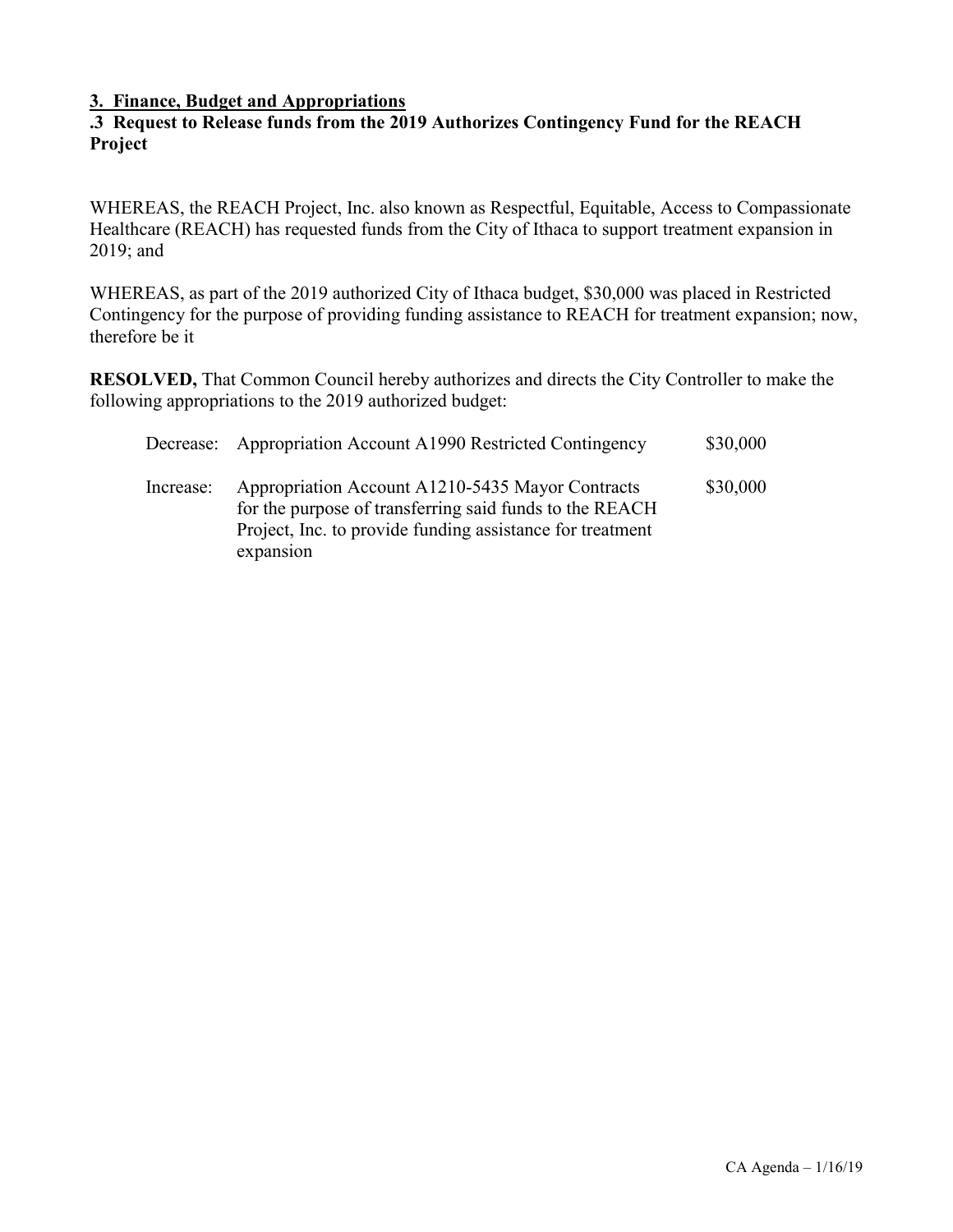**3. Finance, Budget and Appropriations**

**.3 Request to Release funds from the 2019 Authorizes Contingency Fund for the REACH Project**

WHEREAS, the REACH Project, Inc. also known as Respectful, Equitable, Access to Compassionate Healthcare (REACH) has requested funds from the City of Ithaca to support treatment expansion in 2019; and

WHEREAS, as part of the 2019 authorized City of Ithaca budget, $30,000 was placed in Restricted Contingency for the purpose of providing funding assistance to REACH for treatment expansion; now, therefore be it

**RESOLVED,** That Common Council hereby authorizes and directs the City Controller to make the following appropriations to the 2019 authorized budget:

| | | |
|---|---|---|
| Decrease: | Appropriation Account A1990 Restricted Contingency | $30,000 |
| Increase: | Appropriation Account A1210-5435 Mayor Contracts for the purpose of transferring said funds to the REACH Project, Inc. to provide funding assistance for treatment expansion | $30,000 |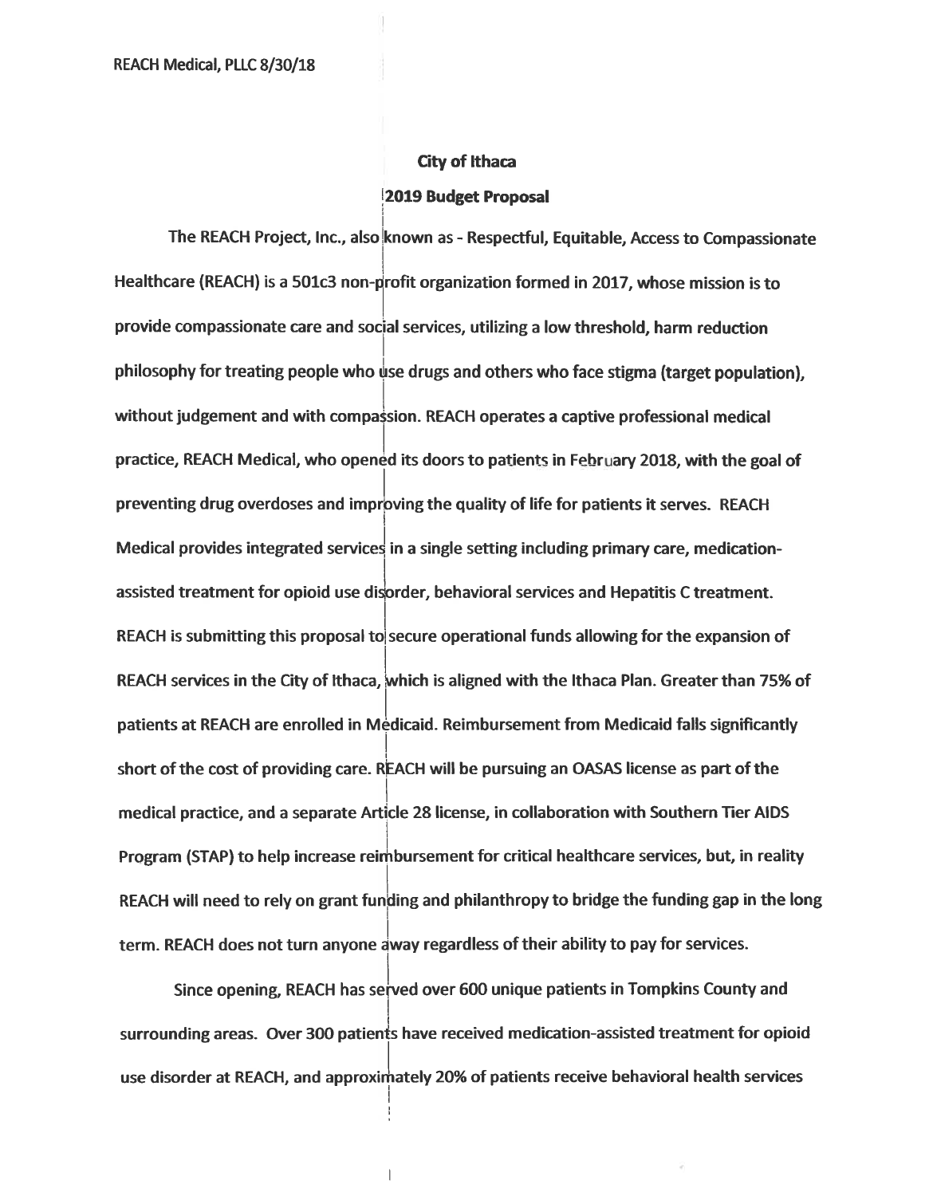REACH Medical, PLLC 8/30/18

**City of Ithaca**

**2019 Budget Proposal**

The REACH Project, Inc., also known as - Respectful, Equitable, Access to Compassionate Healthcare (REACH) is a 501c3 non-profit organization formed in 2017, whose mission is to provide compassionate care and social services, utilizing a low threshold, harm reduction philosophy for treating people who use drugs and others who face stigma (target population), without judgement and with compassion. REACH operates a captive professional medical practice, REACH Medical, who opened its doors to patients in February 2018, with the goal of preventing drug overdoses and improving the quality of life for patients it serves. REACH Medical provides integrated services in a single setting including primary care, medication-assisted treatment for opioid use disorder, behavioral services and Hepatitis C treatment. REACH is submitting this proposal to secure operational funds allowing for the expansion of REACH services in the City of Ithaca, which is aligned with the Ithaca Plan. Greater than 75% of patients at REACH are enrolled in Medicaid. Reimbursement from Medicaid falls significantly short of the cost of providing care. REACH will be pursuing an OASAS license as part of the medical practice, and a separate Article 28 license, in collaboration with Southern Tier AIDS Program (STAP) to help increase reimbursement for critical healthcare services, but, in reality REACH will need to rely on grant funding and philanthropy to bridge the funding gap in the long term. REACH does not turn anyone away regardless of their ability to pay for services.

Since opening, REACH has served over 600 unique patients in Tompkins County and surrounding areas. Over 300 patients have received medication-assisted treatment for opioid use disorder at REACH, and approximately 20% of patients receive behavioral health services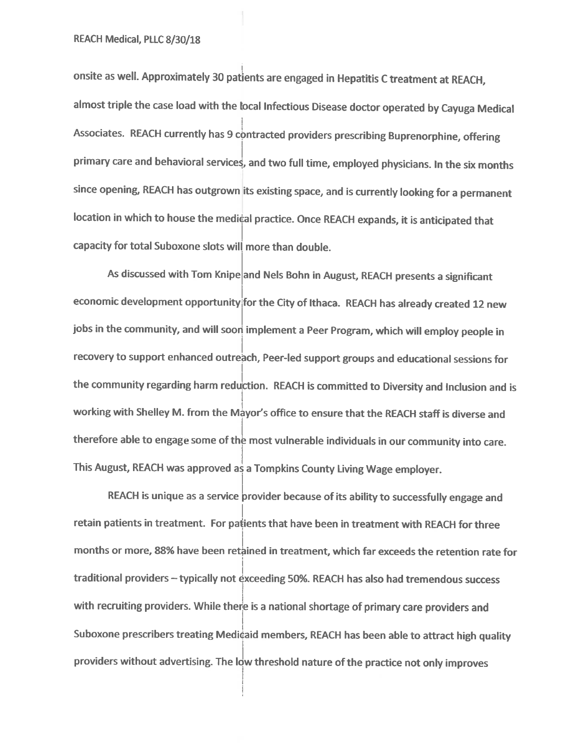onsite as well. Approximately 30 patients are engaged in Hepatitis C treatment at REACH, almost triple the case load with the local Infectious Disease doctor operated by Cayuga Medical Associates. REACH currently has 9 contracted providers prescribing Buprenorphine, offering primary care and behavioral services, and two full time, employed physicians. In the six months since opening, REACH has outgrown its existing space, and is currently looking for a permanent location in which to house the medical practice. Once REACH expands, it is anticipated that capacity for total Suboxone slots will more than double.

As discussed with Tom Knipe and Nels Bohn in August, REACH presents a significant economic development opportunity for the City of Ithaca. REACH has already created 12 new jobs in the community, and will soon implement a Peer Program, which will employ people in recovery to support enhanced outreach, Peer-led support groups and educational sessions for the community regarding harm reduction. REACH is committed to Diversity and Inclusion and is working with Shelley M. from the Mayor's office to ensure that the REACH staff is diverse and therefore able to engage some of the most vulnerable individuals in our community into care. This August, REACH was approved as a Tompkins County Living Wage employer.

REACH is unique as a service provider because of its ability to successfully engage and retain patients in treatment. For patients that have been in treatment with REACH for three months or more, 88% have been retained in treatment, which far exceeds the retention rate for traditional providers – typically not exceeding 50%. REACH has also had tremendous success with recruiting providers. While there is a national shortage of primary care providers and Suboxone prescribers treating Medicaid members, REACH has been able to attract high quality providers without advertising. The low threshold nature of the practice not only improves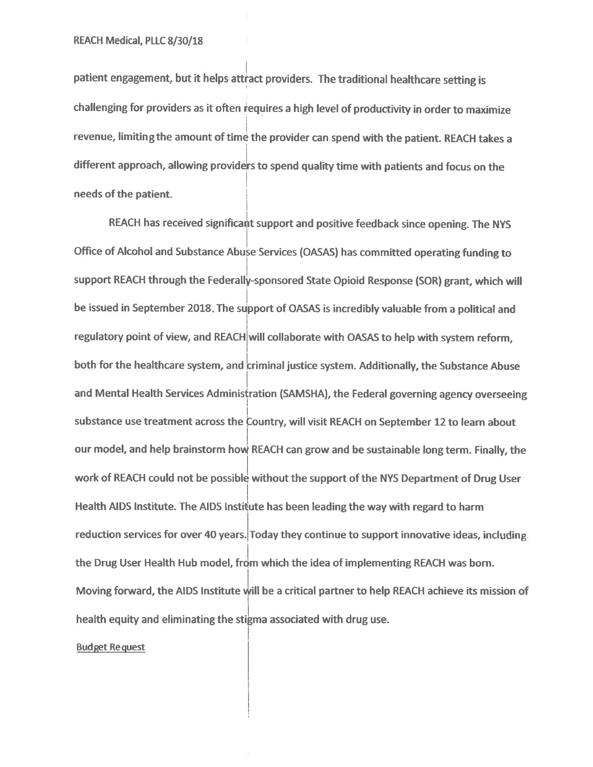patient engagement, but it helps attract providers. The traditional healthcare setting is challenging for providers as it often requires a high level of productivity in order to maximize revenue, limiting the amount of time the provider can spend with the patient. REACH takes a different approach, allowing providers to spend quality time with patients and focus on the needs of the patient.

REACH has received significant support and positive feedback since opening. The NYS Office of Alcohol and Substance Abuse Services (OASAS) has committed operating funding to support REACH through the Federally-sponsored State Opioid Response (SOR) grant, which will be issued in September 2018. The support of OASAS is incredibly valuable from a political and regulatory point of view, and REACH will collaborate with OASAS to help with system reform, both for the healthcare system, and criminal justice system. Additionally, the Substance Abuse and Mental Health Services Administration (SAMSHA), the Federal governing agency overseeing substance use treatment across the Country, will visit REACH on September 12 to learn about our model, and help brainstorm how REACH can grow and be sustainable long term. Finally, the work of REACH could not be possible without the support of the NYS Department of Drug User Health AIDS Institute. The AIDS Institute has been leading the way with regard to harm reduction services for over 40 years. Today they continue to support innovative ideas, including the Drug User Health Hub model, from which the idea of implementing REACH was born. Moving forward, the AIDS Institute will be a critical partner to help REACH achieve its mission of health equity and eliminating the stigma associated with drug use.

<u>Budget Request</u>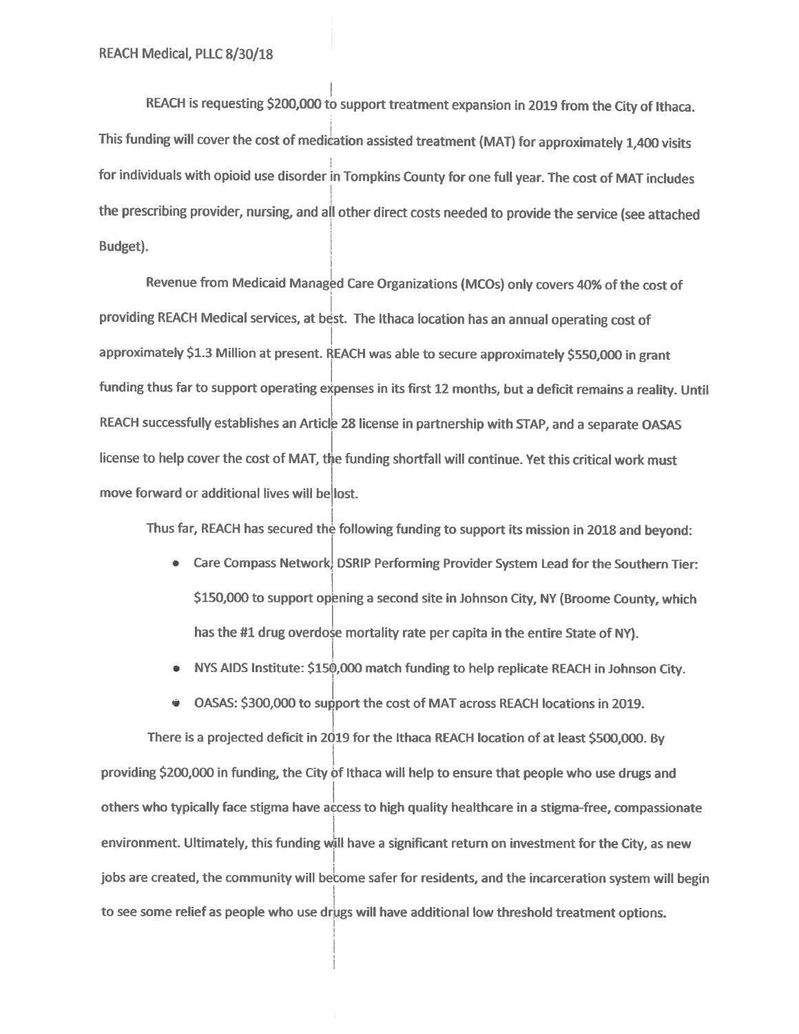REACH Medical, PLLC 8/30/18

REACH is requesting $200,000 to support treatment expansion in 2019 from the City of Ithaca. This funding will cover the cost of medication assisted treatment (MAT) for approximately 1,400 visits for individuals with opioid use disorder in Tompkins County for one full year. The cost of MAT includes the prescribing provider, nursing, and all other direct costs needed to provide the service (see attached Budget).

Revenue from Medicaid Managed Care Organizations (MCOs) only covers 40% of the cost of providing REACH Medical services, at best. The Ithaca location has an annual operating cost of approximately $1.3 Million at present. REACH was able to secure approximately $550,000 in grant funding thus far to support operating expenses in its first 12 months, but a deficit remains a reality. Until REACH successfully establishes an Article 28 license in partnership with STAP, and a separate OASAS license to help cover the cost of MAT, the funding shortfall will continue. Yet this critical work must move forward or additional lives will be lost.

Thus far, REACH has secured the following funding to support its mission in 2018 and beyond:

- Care Compass Network, DSRIP Performing Provider System Lead for the Southern Tier: $150,000 to support opening a second site in Johnson City, NY (Broome County, which has the #1 drug overdose mortality rate per capita in the entire State of NY).
- NYS AIDS Institute: $150,000 match funding to help replicate REACH in Johnson City.
- OASAS: $300,000 to support the cost of MAT across REACH locations in 2019.

There is a projected deficit in 2019 for the Ithaca REACH location of at least $500,000. By providing $200,000 in funding, the City of Ithaca will help to ensure that people who use drugs and others who typically face stigma have access to high quality healthcare in a stigma-free, compassionate environment. Ultimately, this funding will have a significant return on investment for the City, as new jobs are created, the community will become safer for residents, and the incarceration system will begin to see some relief as people who use drugs will have additional low threshold treatment options.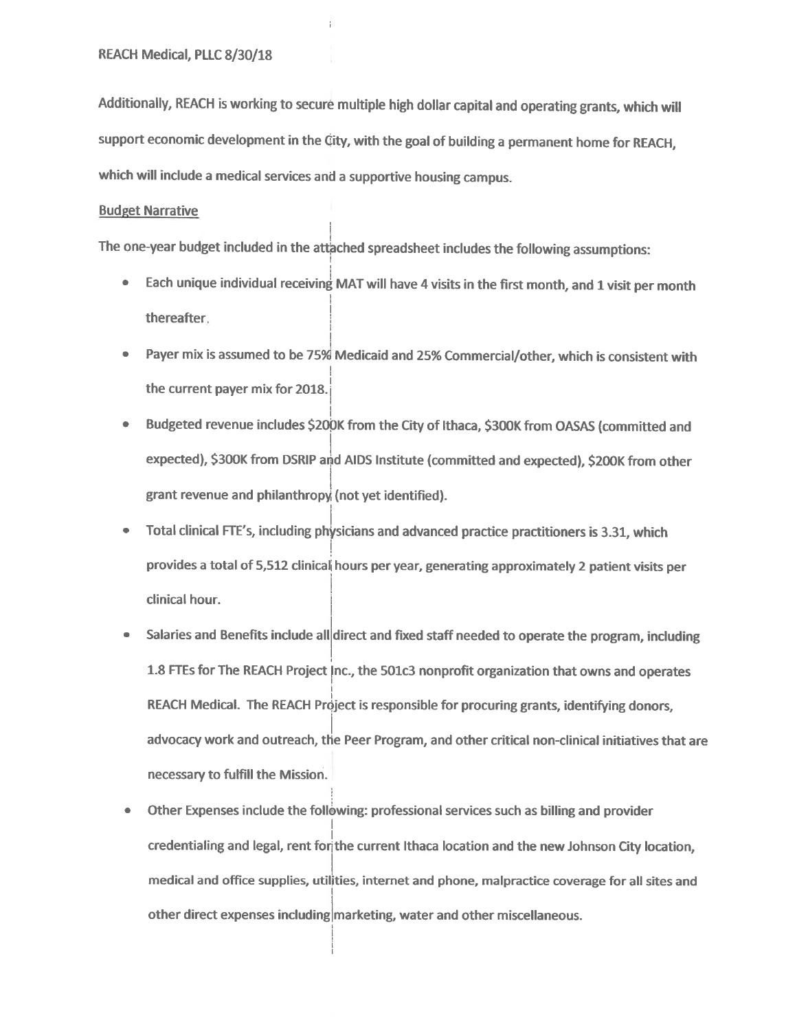REACH Medical, PLLC 8/30/18

Additionally, REACH is working to secure multiple high dollar capital and operating grants, which will support economic development in the City, with the goal of building a permanent home for REACH, which will include a medical services and a supportive housing campus.

<u>Budget Narrative</u>

The one-year budget included in the attached spreadsheet includes the following assumptions:

- Each unique individual receiving MAT will have 4 visits in the first month, and 1 visit per month thereafter.
- Payer mix is assumed to be 75% Medicaid and 25% Commercial/other, which is consistent with the current payer mix for 2018.
- Budgeted revenue includes $200K from the City of Ithaca, $300K from OASAS (committed and expected), $300K from DSRIP and AIDS Institute (committed and expected), $200K from other grant revenue and philanthropy (not yet identified).
- Total clinical FTE's, including physicians and advanced practice practitioners is 3.31, which provides a total of 5,512 clinical hours per year, generating approximately 2 patient visits per clinical hour.
- Salaries and Benefits include all direct and fixed staff needed to operate the program, including 1.8 FTEs for The REACH Project Inc., the 501c3 nonprofit organization that owns and operates REACH Medical. The REACH Project is responsible for procuring grants, identifying donors, advocacy work and outreach, the Peer Program, and other critical non-clinical initiatives that are necessary to fulfill the Mission.
- Other Expenses include the following: professional services such as billing and provider credentialing and legal, rent for the current Ithaca location and the new Johnson City location, medical and office supplies, utilities, internet and phone, malpractice coverage for all sites and other direct expenses including marketing, water and other miscellaneous.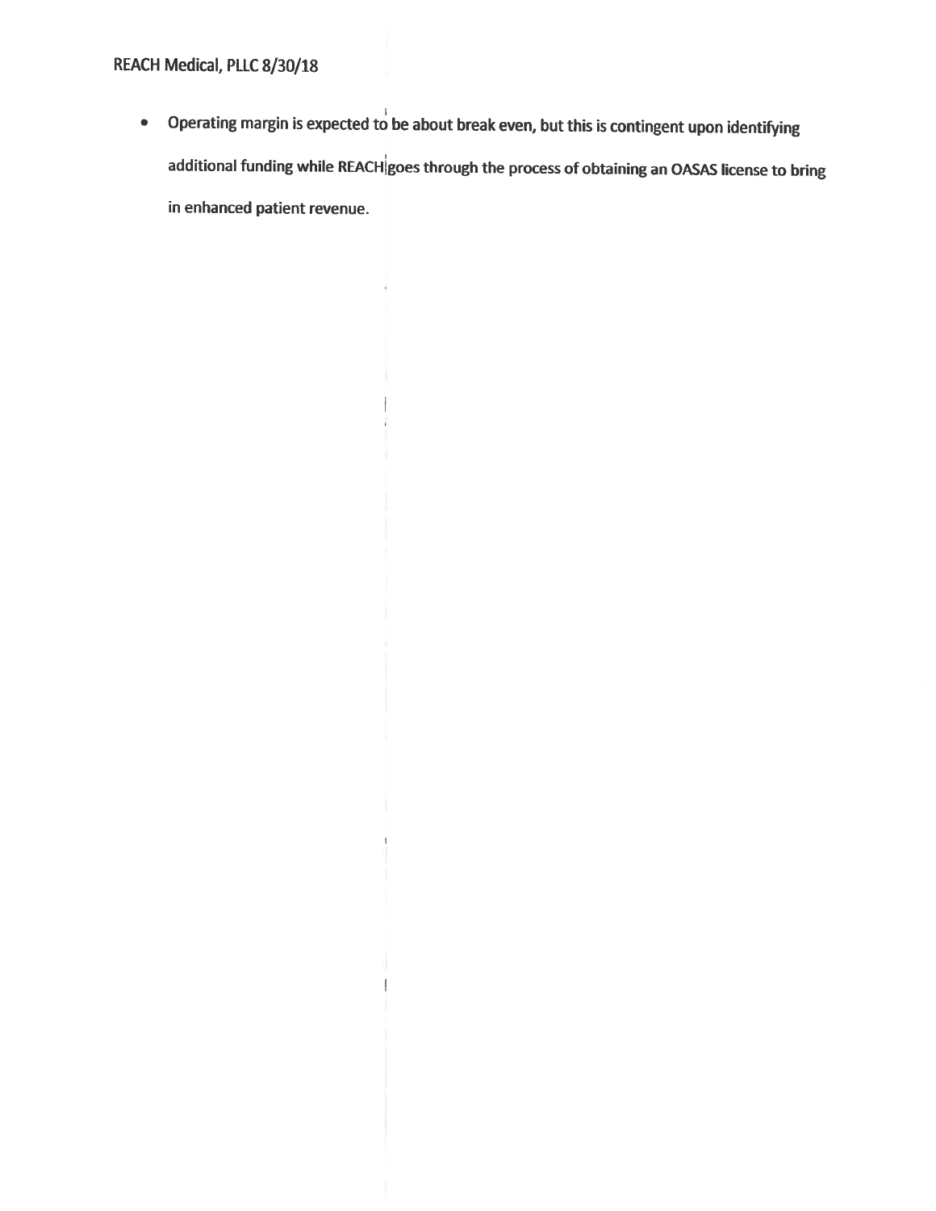- Operating margin is expected to be about break even, but this is contingent upon identifying additional funding while REACH goes through the process of obtaining an OASAS license to bring in enhanced patient revenue.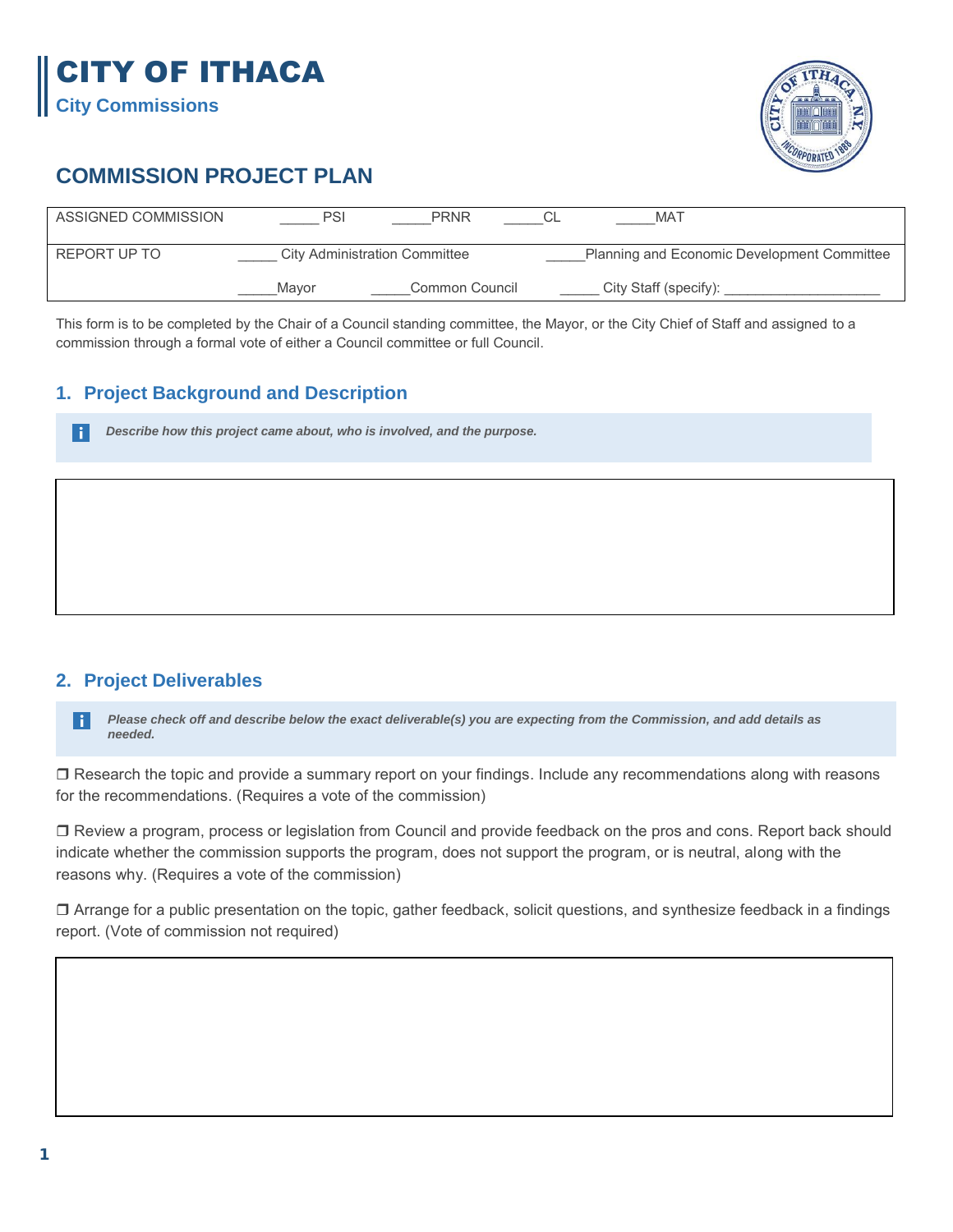# CITY OF ITHACA

**City Commissions**

## COMMISSION PROJECT PLAN

| ASSIGNED COMMISSION | _____ PSI | _____PRNR | _____CL | _____MAT |
|---|---|---|---|---|
| REPORT UP TO | _____ City Administration Committee | | _____Planning and Economic Development Committee | |
| | _____Mayor | _____Common Council | _____ City Staff (specify): ____________________ | |

This form is to be completed by the Chair of a Council standing committee, the Mayor, or the City Chief of Staff and assigned to a commission through a formal vote of either a Council committee or full Council.

### 1. Project Background and Description

***Describe how this project came about, who is involved, and the purpose.***

### 2. Project Deliverables

***Please check off and describe below the exact deliverable(s) you are expecting from the Commission, and add details as needed.***

❒ Research the topic and provide a summary report on your findings. Include any recommendations along with reasons for the recommendations. (Requires a vote of the commission)

❒ Review a program, process or legislation from Council and provide feedback on the pros and cons. Report back should indicate whether the commission supports the program, does not support the program, or is neutral, along with the reasons why. (Requires a vote of the commission)

❒ Arrange for a public presentation on the topic, gather feedback, solicit questions, and synthesize feedback in a findings report. (Vote of commission not required)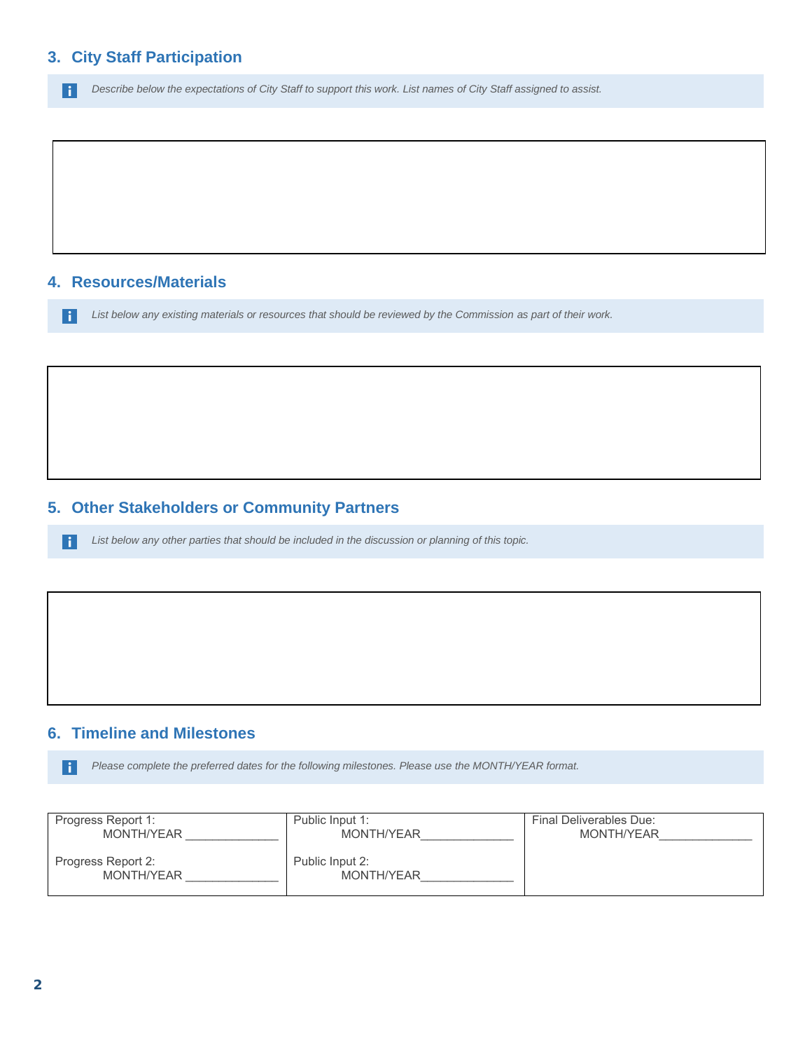## 3. City Staff Participation

*Describe below the expectations of City Staff to support this work. List names of City Staff assigned to assist.*

## 4. Resources/Materials

*List below any existing materials or resources that should be reviewed by the Commission as part of their work.*

## 5. Other Stakeholders or Community Partners

*List below any other parties that should be included in the discussion or planning of this topic.*

## 6. Timeline and Milestones

*Please complete the preferred dates for the following milestones. Please use the MONTH/YEAR format.*

| | | |
|---|---|---|
| Progress Report 1: MONTH/YEAR ______________ | Public Input 1: MONTH/YEAR______________ | Final Deliverables Due: MONTH/YEAR______________ |
| Progress Report 2: MONTH/YEAR ______________ | Public Input 2: MONTH/YEAR______________ | |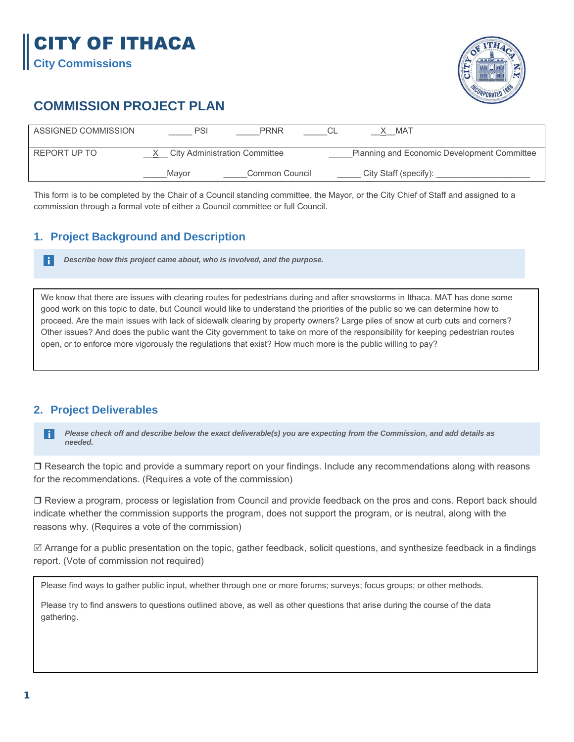# CITY OF ITHACA

City Commissions

## COMMISSION PROJECT PLAN

| ASSIGNED COMMISSION | _____ PSI | _____PRNR | _____CL | __X__MAT |
|---|---|---|---|---|
| REPORT UP TO | __X__ City Administration Committee | | _____Planning and Economic Development Committee | |
| | _____Mayor | _____Common Council | _____ City Staff (specify): ____________________ | |

This form is to be completed by the Chair of a Council standing committee, the Mayor, or the City Chief of Staff and assigned to a commission through a formal vote of either a Council committee or full Council.

### 1. Project Background and Description

***Describe how this project came about, who is involved, and the purpose.***

We know that there are issues with clearing routes for pedestrians during and after snowstorms in Ithaca. MAT has done some good work on this topic to date, but Council would like to understand the priorities of the public so we can determine how to proceed. Are the main issues with lack of sidewalk clearing by property owners? Large piles of snow at curb cuts and corners? Other issues? And does the public want the City government to take on more of the responsibility for keeping pedestrian routes open, or to enforce more vigorously the regulations that exist? How much more is the public willing to pay?

### 2. Project Deliverables

***Please check off and describe below the exact deliverable(s) you are expecting from the Commission, and add details as needed.***

❒ Research the topic and provide a summary report on your findings. Include any recommendations along with reasons for the recommendations. (Requires a vote of the commission)

❒ Review a program, process or legislation from Council and provide feedback on the pros and cons. Report back should indicate whether the commission supports the program, does not support the program, or is neutral, along with the reasons why. (Requires a vote of the commission)

☑ Arrange for a public presentation on the topic, gather feedback, solicit questions, and synthesize feedback in a findings report. (Vote of commission not required)

Please find ways to gather public input, whether through one or more forums; surveys; focus groups; or other methods.

Please try to find answers to questions outlined above, as well as other questions that arise during the course of the data gathering.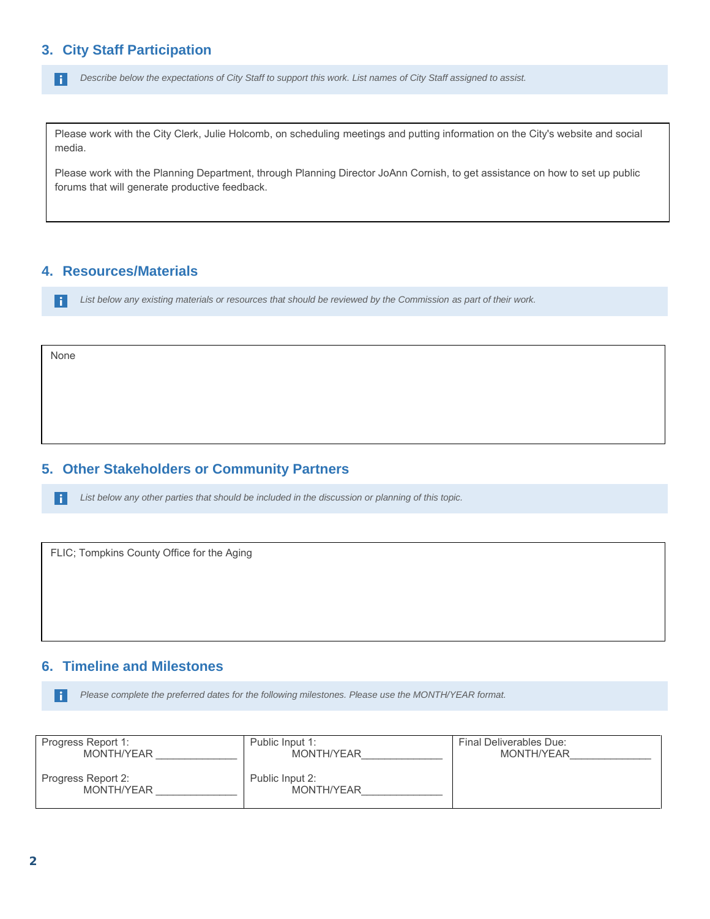## 3. City Staff Participation

*Describe below the expectations of City Staff to support this work. List names of City Staff assigned to assist.*

Please work with the City Clerk, Julie Holcomb, on scheduling meetings and putting information on the City's website and social media.

Please work with the Planning Department, through Planning Director JoAnn Cornish, to get assistance on how to set up public forums that will generate productive feedback.

## 4. Resources/Materials

*List below any existing materials or resources that should be reviewed by the Commission as part of their work.*

None

## 5. Other Stakeholders or Community Partners

*List below any other parties that should be included in the discussion or planning of this topic.*

FLIC; Tompkins County Office for the Aging

## 6. Timeline and Milestones

*Please complete the preferred dates for the following milestones. Please use the MONTH/YEAR format.*

| Progress Report 1: MONTH/YEAR ______________ | Public Input 1: MONTH/YEAR______________ | Final Deliverables Due: MONTH/YEAR______________ |
|---|---|---|
| Progress Report 2: MONTH/YEAR ______________ | Public Input 2: MONTH/YEAR______________ | |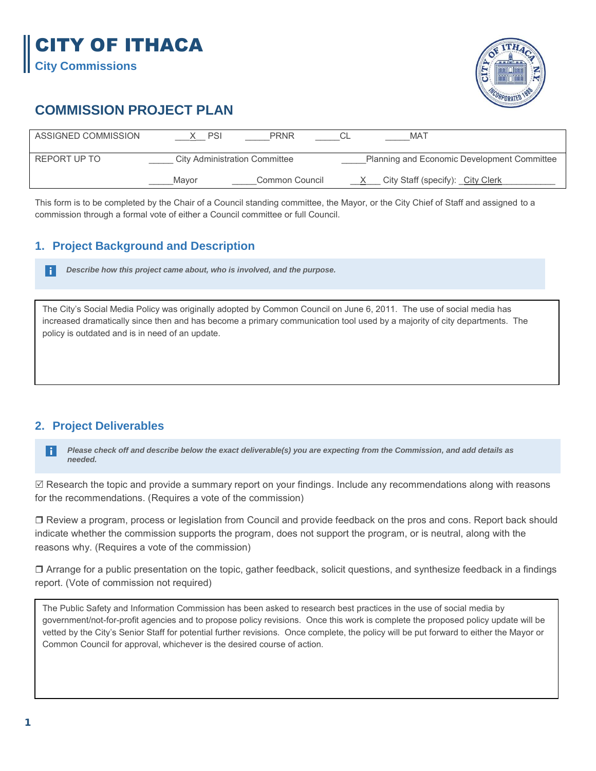# CITY OF ITHACA

**City Commissions**

## COMMISSION PROJECT PLAN

| ASSIGNED COMMISSION | ___X__ PSI | _____PRNR | _____CL | _____MAT |
|---|---|---|---|---|
| REPORT UP TO | _____ City Administration Committee | | _____Planning and Economic Development Committee | |
| | _____Mayor | _____Common Council | __X___ City Staff (specify): _City Clerk___________ | |

This form is to be completed by the Chair of a Council standing committee, the Mayor, or the City Chief of Staff and assigned to a commission through a formal vote of either a Council committee or full Council.

### 1. Project Background and Description

***Describe how this project came about, who is involved, and the purpose.***

The City's Social Media Policy was originally adopted by Common Council on June 6, 2011. The use of social media has increased dramatically since then and has become a primary communication tool used by a majority of city departments. The policy is outdated and is in need of an update.

### 2. Project Deliverables

***Please check off and describe below the exact deliverable(s) you are expecting from the Commission, and add details as needed.***

☑ Research the topic and provide a summary report on your findings. Include any recommendations along with reasons for the recommendations. (Requires a vote of the commission)

❒ Review a program, process or legislation from Council and provide feedback on the pros and cons. Report back should indicate whether the commission supports the program, does not support the program, or is neutral, along with the reasons why. (Requires a vote of the commission)

❒ Arrange for a public presentation on the topic, gather feedback, solicit questions, and synthesize feedback in a findings report. (Vote of commission not required)

The Public Safety and Information Commission has been asked to research best practices in the use of social media by government/not-for-profit agencies and to propose policy revisions. Once this work is complete the proposed policy update will be vetted by the City's Senior Staff for potential further revisions. Once complete, the policy will be put forward to either the Mayor or Common Council for approval, whichever is the desired course of action.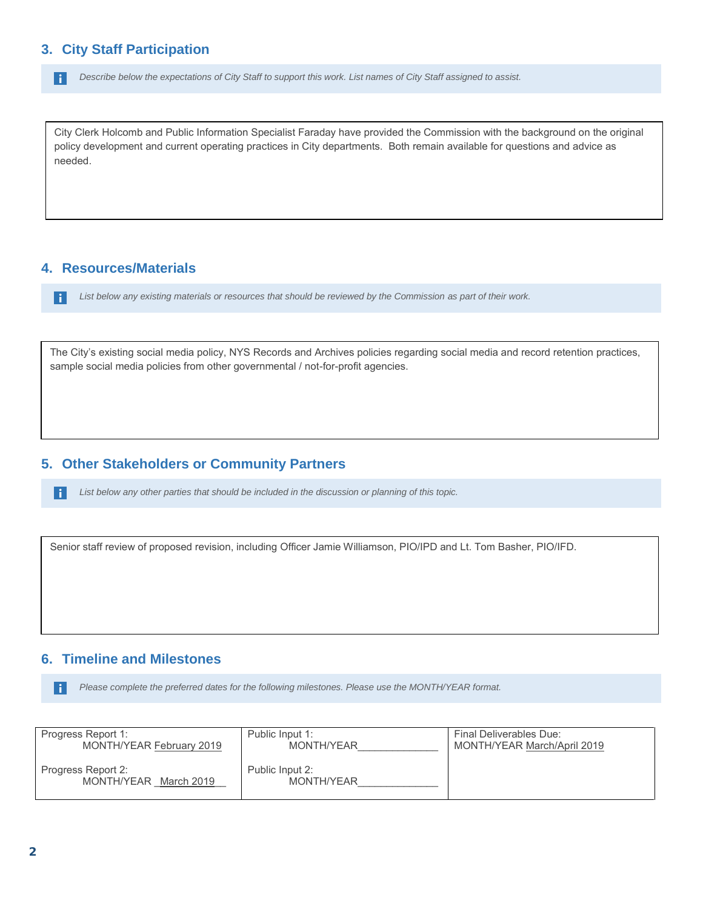## 3. City Staff Participation

*Describe below the expectations of City Staff to support this work. List names of City Staff assigned to assist.*

City Clerk Holcomb and Public Information Specialist Faraday have provided the Commission with the background on the original policy development and current operating practices in City departments. Both remain available for questions and advice as needed.

## 4. Resources/Materials

*List below any existing materials or resources that should be reviewed by the Commission as part of their work.*

The City's existing social media policy, NYS Records and Archives policies regarding social media and record retention practices, sample social media policies from other governmental / not-for-profit agencies.

## 5. Other Stakeholders or Community Partners

*List below any other parties that should be included in the discussion or planning of this topic.*

Senior staff review of proposed revision, including Officer Jamie Williamson, PIO/IPD and Lt. Tom Basher, PIO/IFD.

## 6. Timeline and Milestones

*Please complete the preferred dates for the following milestones. Please use the MONTH/YEAR format.*

| | | |
|---|---|---|
| Progress Report 1: MONTH/YEAR February 2019 | Public Input 1: MONTH/YEAR______________ | Final Deliverables Due: MONTH/YEAR March/April 2019 |
| Progress Report 2: MONTH/YEAR March 2019 | Public Input 2: MONTH/YEAR______________ | |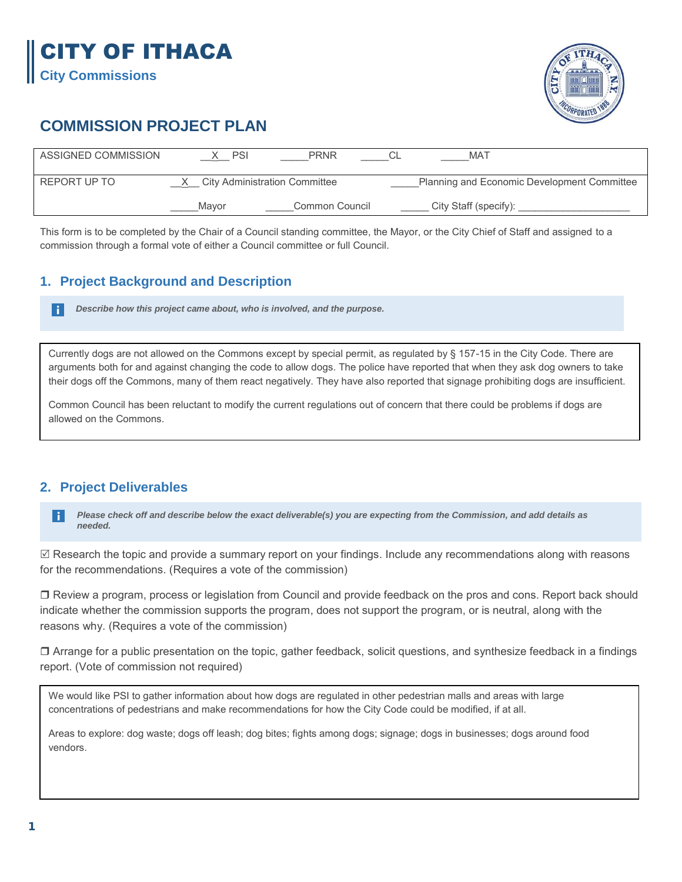# CITY OF ITHACA

**City Commissions**

## COMMISSION PROJECT PLAN

| ASSIGNED COMMISSION | __X__ PSI | _____PRNR | _____CL | _____MAT |
|---|---|---|---|---|
| REPORT UP TO | __X__ City Administration Committee | | _____Planning and Economic Development Committee | |
| | _____Mayor | _____Common Council | _____ City Staff (specify): ____________________ | |

This form is to be completed by the Chair of a Council standing committee, the Mayor, or the City Chief of Staff and assigned to a commission through a formal vote of either a Council committee or full Council.

### 1. Project Background and Description

*Describe how this project came about, who is involved, and the purpose.*

Currently dogs are not allowed on the Commons except by special permit, as regulated by § 157-15 in the City Code. There are arguments both for and against changing the code to allow dogs. The police have reported that when they ask dog owners to take their dogs off the Commons, many of them react negatively. They have also reported that signage prohibiting dogs are insufficient.

Common Council has been reluctant to modify the current regulations out of concern that there could be problems if dogs are allowed on the Commons.

### 2. Project Deliverables

***Please check off and describe below the exact deliverable(s) you are expecting from the Commission, and add details as needed.***

☑ Research the topic and provide a summary report on your findings. Include any recommendations along with reasons for the recommendations. (Requires a vote of the commission)

❒ Review a program, process or legislation from Council and provide feedback on the pros and cons. Report back should indicate whether the commission supports the program, does not support the program, or is neutral, along with the reasons why. (Requires a vote of the commission)

❒ Arrange for a public presentation on the topic, gather feedback, solicit questions, and synthesize feedback in a findings report. (Vote of commission not required)

We would like PSI to gather information about how dogs are regulated in other pedestrian malls and areas with large concentrations of pedestrians and make recommendations for how the City Code could be modified, if at all.

Areas to explore: dog waste; dogs off leash; dog bites; fights among dogs; signage; dogs in businesses; dogs around food vendors.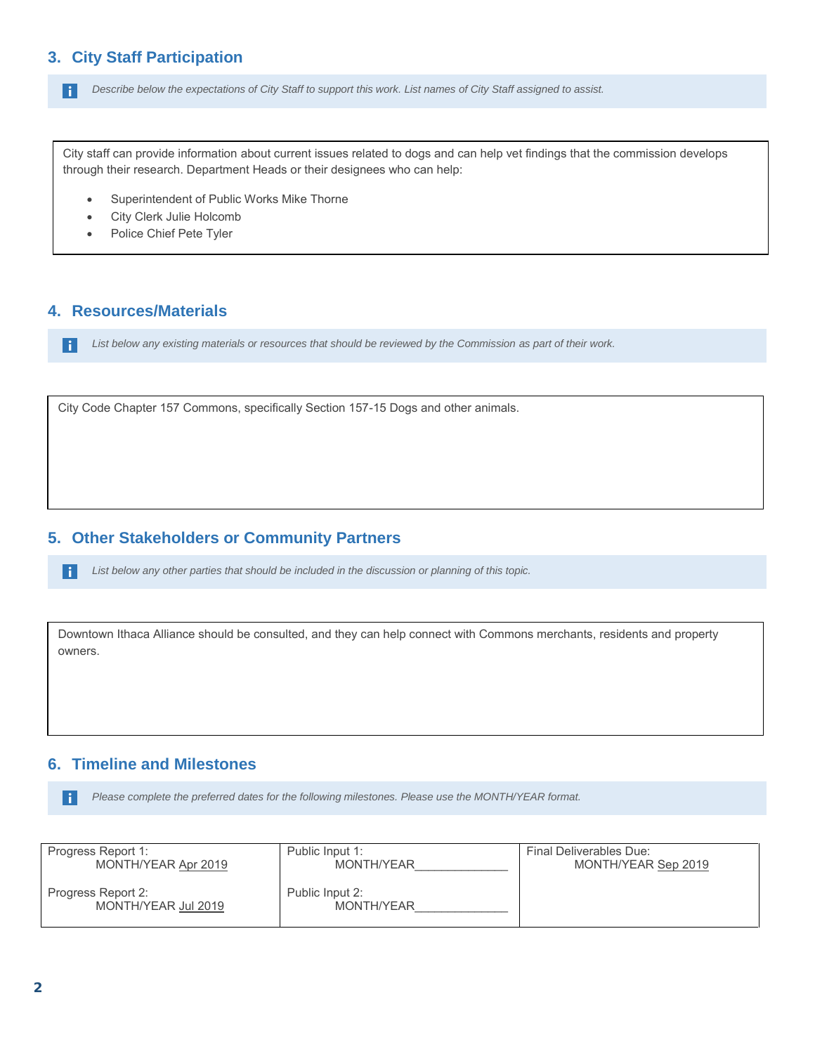## 3. City Staff Participation

*Describe below the expectations of City Staff to support this work. List names of City Staff assigned to assist.*

City staff can provide information about current issues related to dogs and can help vet findings that the commission develops through their research. Department Heads or their designees who can help:

- Superintendent of Public Works Mike Thorne
- City Clerk Julie Holcomb
- Police Chief Pete Tyler

## 4. Resources/Materials

*List below any existing materials or resources that should be reviewed by the Commission as part of their work.*

City Code Chapter 157 Commons, specifically Section 157-15 Dogs and other animals.

## 5. Other Stakeholders or Community Partners

*List below any other parties that should be included in the discussion or planning of this topic.*

Downtown Ithaca Alliance should be consulted, and they can help connect with Commons merchants, residents and property owners.

## 6. Timeline and Milestones

*Please complete the preferred dates for the following milestones. Please use the MONTH/YEAR format.*

| | | |
|---|---|---|
| Progress Report 1: MONTH/YEAR Apr 2019 | Public Input 1: MONTH/YEAR______________ | Final Deliverables Due: MONTH/YEAR Sep 2019 |
| Progress Report 2: MONTH/YEAR Jul 2019 | Public Input 2: MONTH/YEAR______________ | |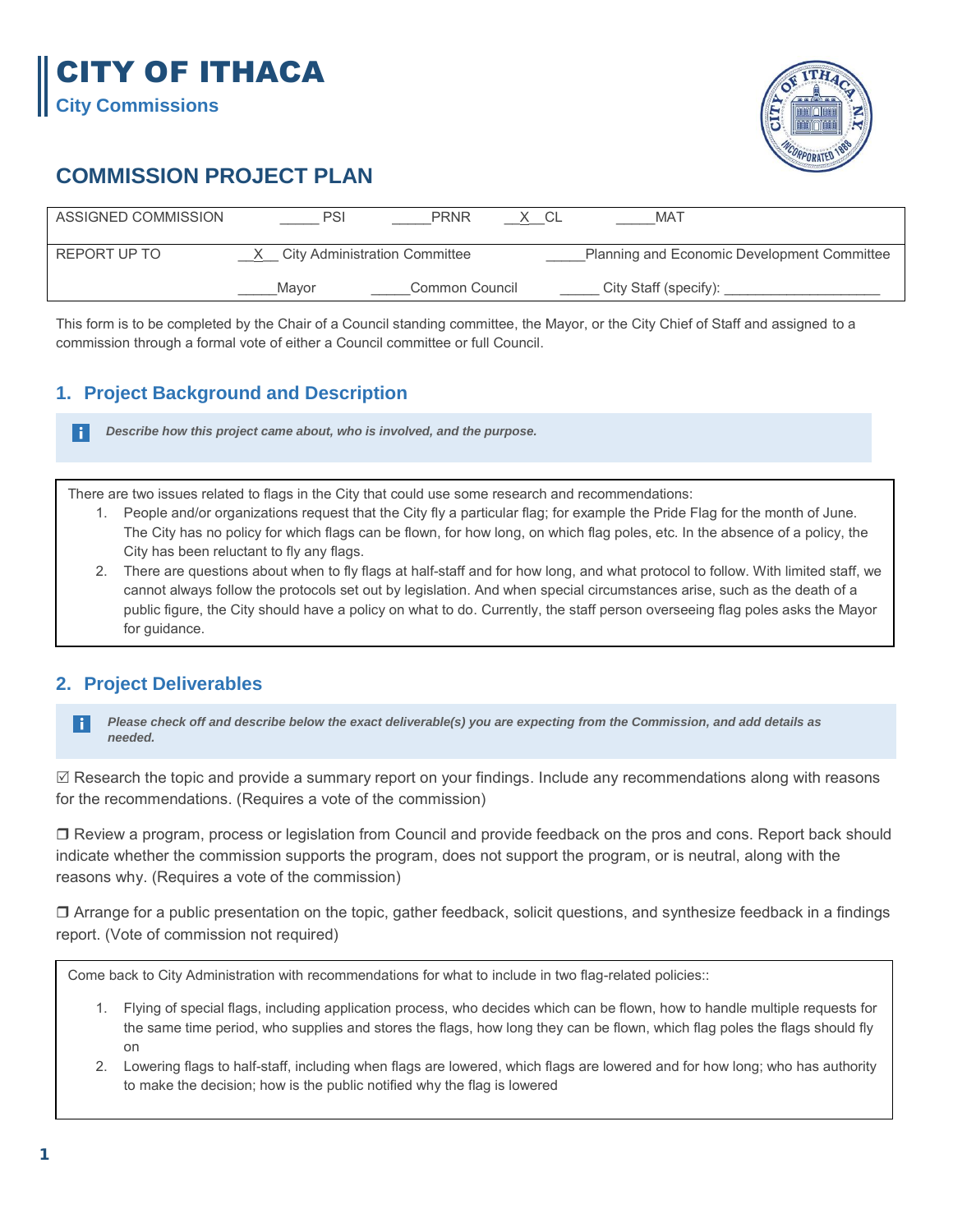# CITY OF ITHACA

City Commissions

## COMMISSION PROJECT PLAN

| ASSIGNED COMMISSION | _____ PSI | _____PRNR | __X__CL | _____MAT |
|---|---|---|---|---|
| REPORT UP TO | __X__ City Administration Committee | | _____Planning and Economic Development Committee | |
| | _____Mayor | _____Common Council | _____ City Staff (specify): ____________________ | |

This form is to be completed by the Chair of a Council standing committee, the Mayor, or the City Chief of Staff and assigned to a commission through a formal vote of either a Council committee or full Council.

### 1. Project Background and Description

*Describe how this project came about, who is involved, and the purpose.*

There are two issues related to flags in the City that could use some research and recommendations:

1. People and/or organizations request that the City fly a particular flag; for example the Pride Flag for the month of June. The City has no policy for which flags can be flown, for how long, on which flag poles, etc. In the absence of a policy, the City has been reluctant to fly any flags.
2. There are questions about when to fly flags at half-staff and for how long, and what protocol to follow. With limited staff, we cannot always follow the protocols set out by legislation. And when special circumstances arise, such as the death of a public figure, the City should have a policy on what to do. Currently, the staff person overseeing flag poles asks the Mayor for guidance.

### 2. Project Deliverables

*Please check off and describe below the exact deliverable(s) you are expecting from the Commission, and add details as needed.*

☑ Research the topic and provide a summary report on your findings. Include any recommendations along with reasons for the recommendations. (Requires a vote of the commission)

❒ Review a program, process or legislation from Council and provide feedback on the pros and cons. Report back should indicate whether the commission supports the program, does not support the program, or is neutral, along with the reasons why. (Requires a vote of the commission)

❒ Arrange for a public presentation on the topic, gather feedback, solicit questions, and synthesize feedback in a findings report. (Vote of commission not required)

Come back to City Administration with recommendations for what to include in two flag-related policies::

1. Flying of special flags, including application process, who decides which can be flown, how to handle multiple requests for the same time period, who supplies and stores the flags, how long they can be flown, which flag poles the flags should fly on
2. Lowering flags to half-staff, including when flags are lowered, which flags are lowered and for how long; who has authority to make the decision; how is the public notified why the flag is lowered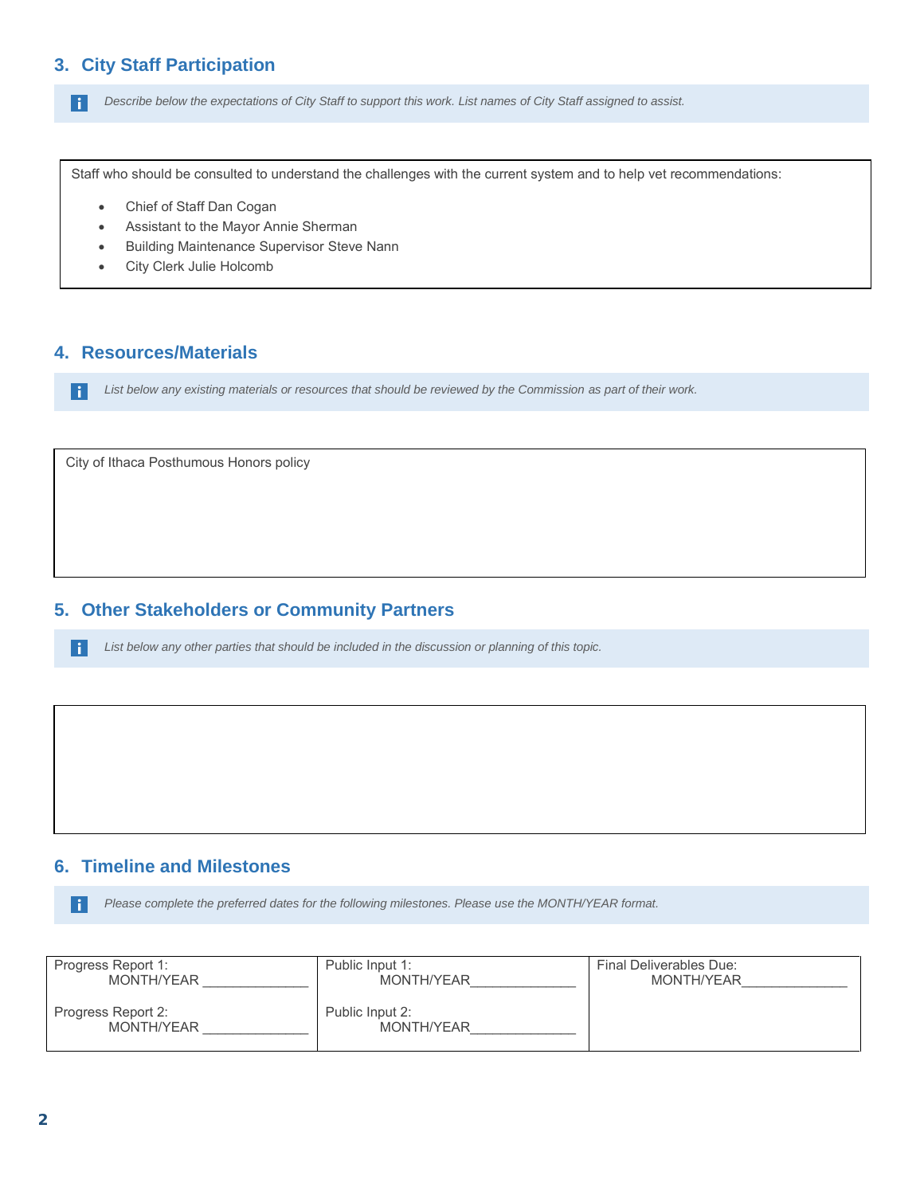## 3. City Staff Participation

*Describe below the expectations of City Staff to support this work. List names of City Staff assigned to assist.*

Staff who should be consulted to understand the challenges with the current system and to help vet recommendations:

- Chief of Staff Dan Cogan
- Assistant to the Mayor Annie Sherman
- Building Maintenance Supervisor Steve Nann
- City Clerk Julie Holcomb

## 4. Resources/Materials

*List below any existing materials or resources that should be reviewed by the Commission as part of their work.*

City of Ithaca Posthumous Honors policy

## 5. Other Stakeholders or Community Partners

*List below any other parties that should be included in the discussion or planning of this topic.*

## 6. Timeline and Milestones

*Please complete the preferred dates for the following milestones. Please use the MONTH/YEAR format.*

| | | |
|---|---|---|
| Progress Report 1: MONTH/YEAR ______________ | Public Input 1: MONTH/YEAR______________ | Final Deliverables Due: MONTH/YEAR______________ |
| Progress Report 2: MONTH/YEAR ______________ | Public Input 2: MONTH/YEAR______________ | |